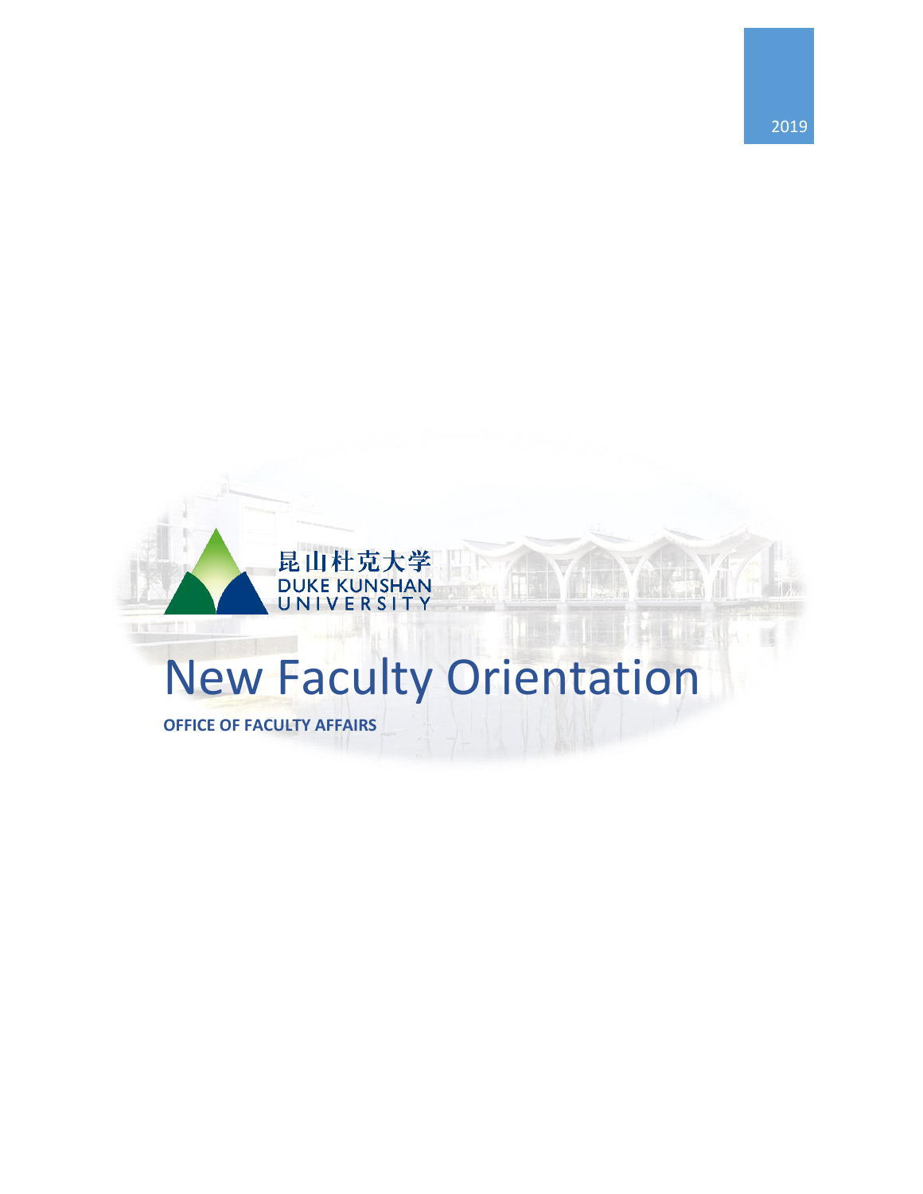2019

昆山杜克大学
DUKE KUNSHAN
UNIVERSITY

# New Faculty Orientation

**OFFICE OF FACULTY AFFAIRS**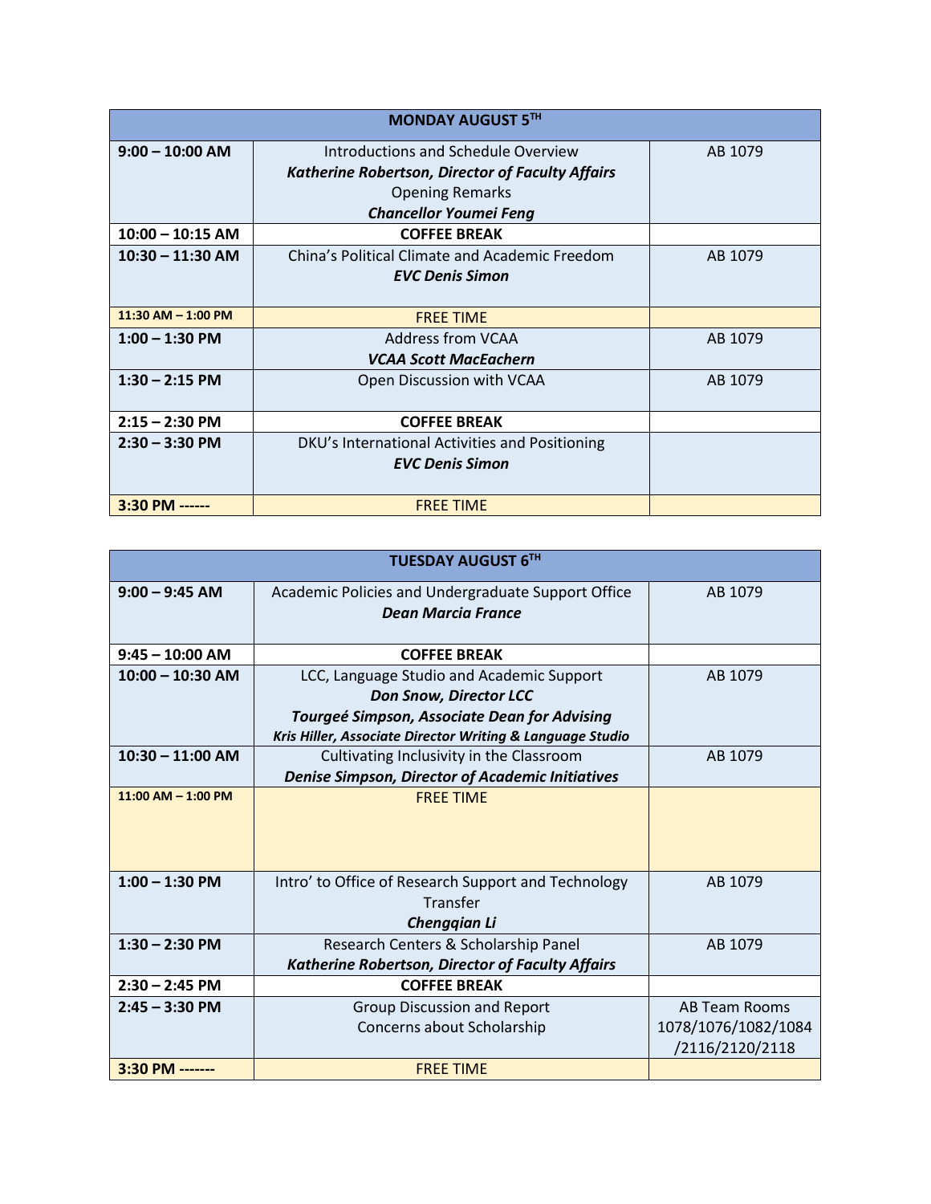| MONDAY AUGUST 5TH | | |
|---|---|---|
| **9:00 – 10:00 AM** | Introductions and Schedule Overview<br>***Katherine Robertson, Director of Faculty Affairs***<br>Opening Remarks<br>***Chancellor Youmei Feng*** | AB 1079 |
| **10:00 – 10:15 AM** | **COFFEE BREAK** | |
| **10:30 – 11:30 AM** | China's Political Climate and Academic Freedom<br>***EVC Denis Simon*** | AB 1079 |
| **11:30 AM – 1:00 PM** | FREE TIME | |
| **1:00 – 1:30 PM** | Address from VCAA<br>***VCAA Scott MacEachern*** | AB 1079 |
| **1:30 – 2:15 PM** | Open Discussion with VCAA | AB 1079 |
| **2:15 – 2:30 PM** | **COFFEE BREAK** | |
| **2:30 – 3:30 PM** | DKU's International Activities and Positioning<br>***EVC Denis Simon*** | |
| **3:30 PM ------** | FREE TIME | |

| TUESDAY AUGUST 6TH | | |
|---|---|---|
| **9:00 – 9:45 AM** | Academic Policies and Undergraduate Support Office<br>***Dean Marcia France*** | AB 1079 |
| **9:45 – 10:00 AM** | **COFFEE BREAK** | |
| **10:00 – 10:30 AM** | LCC, Language Studio and Academic Support<br>***Don Snow, Director LCC***<br>***Tourgeé Simpson, Associate Dean for Advising***<br>***Kris Hiller, Associate Director Writing & Language Studio*** | AB 1079 |
| **10:30 – 11:00 AM** | Cultivating Inclusivity in the Classroom<br>***Denise Simpson, Director of Academic Initiatives*** | AB 1079 |
| **11:00 AM – 1:00 PM** | FREE TIME | |
| **1:00 – 1:30 PM** | Intro' to Office of Research Support and Technology Transfer<br>***Chengqian Li*** | AB 1079 |
| **1:30 – 2:30 PM** | Research Centers & Scholarship Panel<br>***Katherine Robertson, Director of Faculty Affairs*** | AB 1079 |
| **2:30 – 2:45 PM** | **COFFEE BREAK** | |
| **2:45 – 3:30 PM** | Group Discussion and Report<br>Concerns about Scholarship | AB Team Rooms 1078/1076/1082/1084/2116/2120/2118 |
| **3:30 PM -------** | FREE TIME | |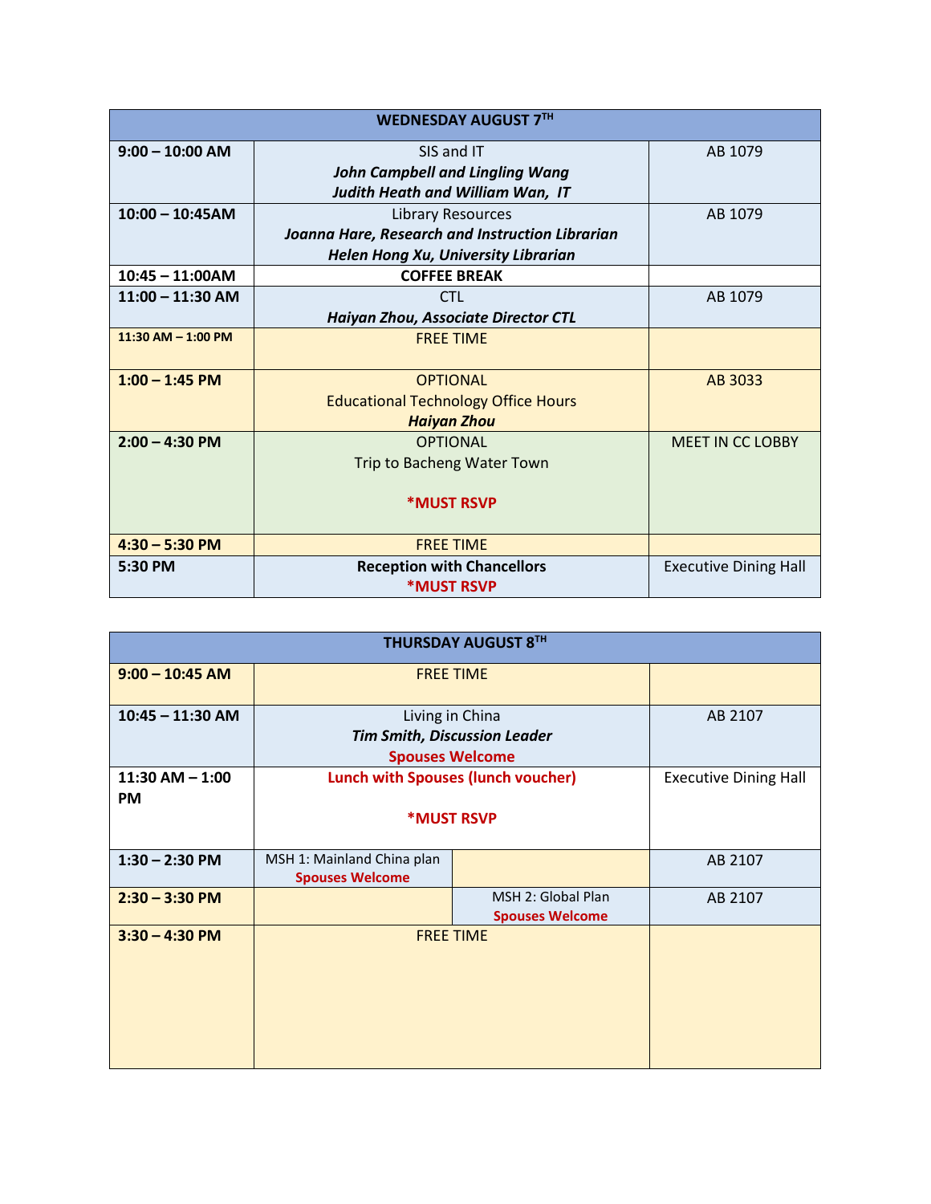| WEDNESDAY AUGUST 7TH | | |
|---|---|---|
| **9:00 – 10:00 AM** | SIS and IT<br>***John Campbell and Lingling Wang***<br>***Judith Heath and William Wan, IT*** | AB 1079 |
| **10:00 – 10:45AM** | Library Resources<br>***Joanna Hare, Research and Instruction Librarian***<br>***Helen Hong Xu, University Librarian*** | AB 1079 |
| **10:45 – 11:00AM** | **COFFEE BREAK** | |
| **11:00 – 11:30 AM** | CTL<br>***Haiyan Zhou, Associate Director CTL*** | AB 1079 |
| **11:30 AM – 1:00 PM** | FREE TIME | |
| **1:00 – 1:45 PM** | OPTIONAL<br>Educational Technology Office Hours<br>***Haiyan Zhou*** | AB 3033 |
| **2:00 – 4:30 PM** | OPTIONAL<br>Trip to Bacheng Water Town<br>**\*MUST RSVP** | MEET IN CC LOBBY |
| **4:30 – 5:30 PM** | FREE TIME | |
| **5:30 PM** | **Reception with Chancellors**<br>**\*MUST RSVP** | Executive Dining Hall |

| THURSDAY AUGUST 8TH | | | |
|---|---|---|---|
| **9:00 – 10:45 AM** | FREE TIME | | |
| **10:45 – 11:30 AM** | Living in China<br>***Tim Smith, Discussion Leader***<br>**Spouses Welcome** | | AB 2107 |
| **11:30 AM – 1:00 PM** | **Lunch with Spouses (lunch voucher)**<br>**\*MUST RSVP** | | Executive Dining Hall |
| **1:30 – 2:30 PM** | MSH 1: Mainland China plan<br>**Spouses Welcome** | | AB 2107 |
| **2:30 – 3:30 PM** | | MSH 2: Global Plan<br>**Spouses Welcome** | AB 2107 |
| **3:30 – 4:30 PM** | FREE TIME | | |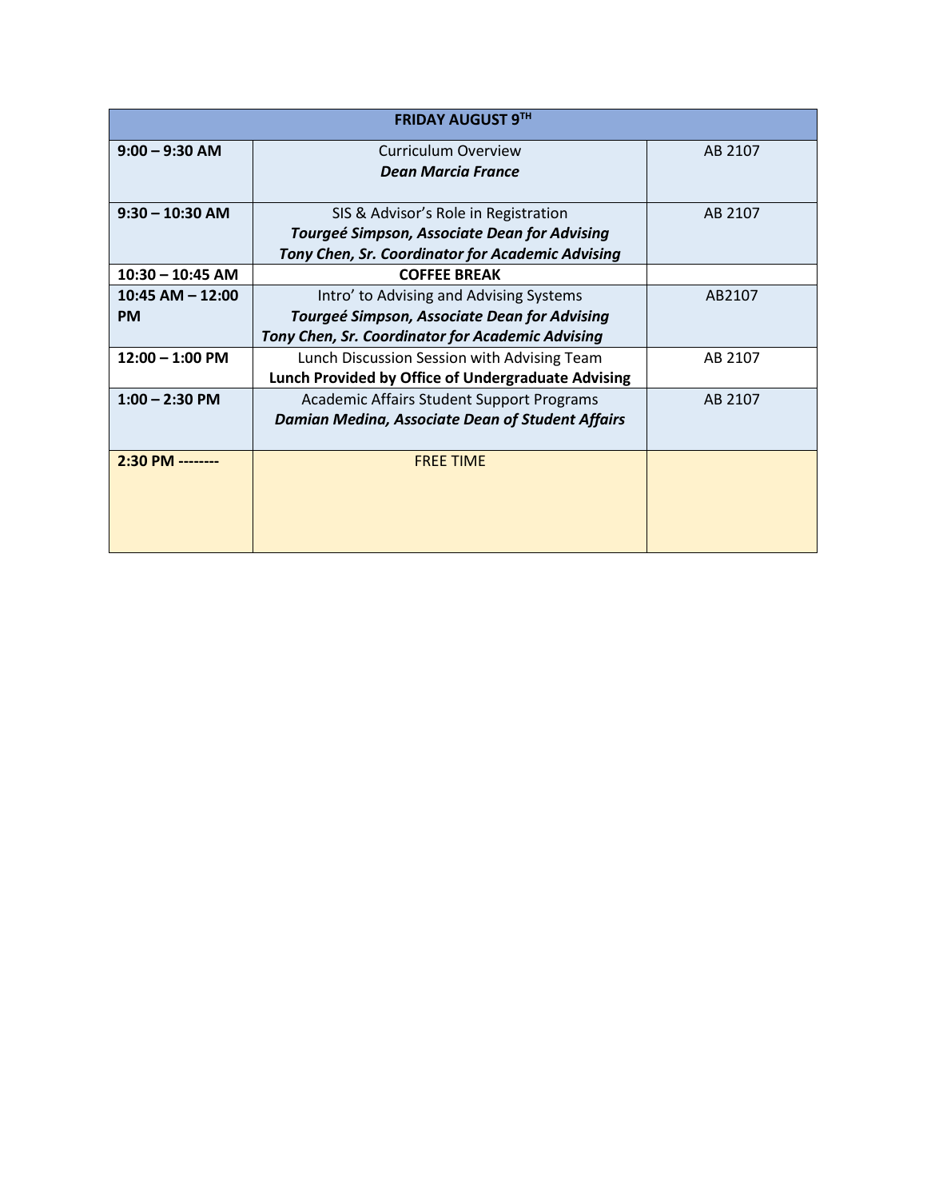| FRIDAY AUGUST 9TH | | |
|---|---|---|
| **9:00 – 9:30 AM** | Curriculum Overview<br>***Dean Marcia France*** | AB 2107 |
| **9:30 – 10:30 AM** | SIS & Advisor's Role in Registration<br>***Tourgeé Simpson, Associate Dean for Advising***<br>***Tony Chen, Sr. Coordinator for Academic Advising*** | AB 2107 |
| **10:30 – 10:45 AM** | **COFFEE BREAK** | |
| **10:45 AM – 12:00 PM** | Intro' to Advising and Advising Systems<br>***Tourgeé Simpson, Associate Dean for Advising***<br>***Tony Chen, Sr. Coordinator for Academic Advising*** | AB2107 |
| **12:00 – 1:00 PM** | Lunch Discussion Session with Advising Team<br>**Lunch Provided by Office of Undergraduate Advising** | AB 2107 |
| **1:00 – 2:30 PM** | Academic Affairs Student Support Programs<br>***Damian Medina, Associate Dean of Student Affairs*** | AB 2107 |
| **2:30 PM --------** | FREE TIME | |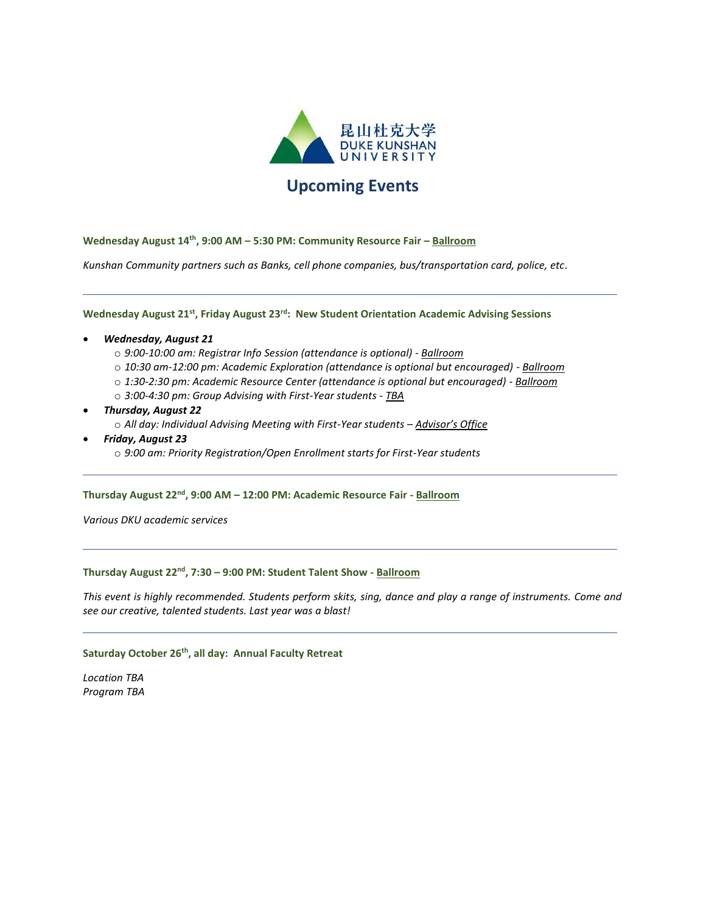# Upcoming Events

**Wednesday August 14th, 9:00 AM – 5:30 PM: Community Resource Fair – Ballroom**

*Kunshan Community partners such as Banks, cell phone companies, bus/transportation card, police, etc.*

---

**Wednesday August 21st, Friday August 23rd: New Student Orientation Academic Advising Sessions**

- ***Wednesday, August 21***
  - *9:00-10:00 am: Registrar Info Session (attendance is optional) - Ballroom*
  - *10:30 am-12:00 pm: Academic Exploration (attendance is optional but encouraged) - Ballroom*
  - *1:30-2:30 pm: Academic Resource Center (attendance is optional but encouraged) - Ballroom*
  - *3:00-4:30 pm: Group Advising with First-Year students - TBA*
- ***Thursday, August 22***
  - *All day: Individual Advising Meeting with First-Year students – Advisor's Office*
- ***Friday, August 23***
  - *9:00 am: Priority Registration/Open Enrollment starts for First-Year students*

---

**Thursday August 22nd, 9:00 AM – 12:00 PM: Academic Resource Fair - Ballroom**

*Various DKU academic services*

---

**Thursday August 22nd, 7:30 – 9:00 PM: Student Talent Show - Ballroom**

*This event is highly recommended. Students perform skits, sing, dance and play a range of instruments. Come and see our creative, talented students. Last year was a blast!*

---

**Saturday October 26th, all day: Annual Faculty Retreat**

*Location TBA*
*Program TBA*